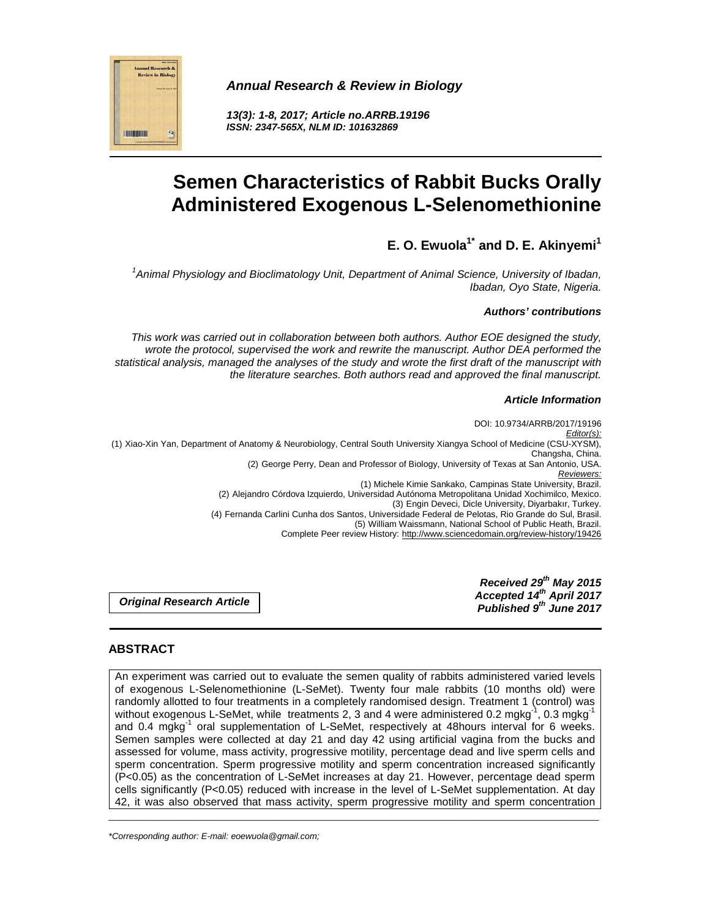*Annual Research & Review in Biology*

*13(3): 1-8, 2017; Article no.ARRB.19196*
*ISSN: 2347-565X, NLM ID: 101632869*

# Semen Characteristics of Rabbit Bucks Orally Administered Exogenous L-Selenomethionine

**E. O. Ewuola[1*] and D. E. Akinyemi[1]**

[1]*Animal Physiology and Bioclimatology Unit, Department of Animal Science, University of Ibadan, Ibadan, Oyo State, Nigeria.*

***Authors' contributions***

*This work was carried out in collaboration between both authors. Author EOE designed the study, wrote the protocol, supervised the work and rewrite the manuscript. Author DEA performed the statistical analysis, managed the analyses of the study and wrote the first draft of the manuscript with the literature searches. Both authors read and approved the final manuscript.*

***Article Information***

DOI: 10.9734/ARRB/2017/19196

*Editor(s):*

(1) Xiao-Xin Yan, Department of Anatomy & Neurobiology, Central South University Xiangya School of Medicine (CSU-XYSM), Changsha, China.

(2) George Perry, Dean and Professor of Biology, University of Texas at San Antonio, USA.

*Reviewers:*

(1) Michele Kimie Sankako, Campinas State University, Brazil.

(2) Alejandro Córdova Izquierdo, Universidad Autónoma Metropolitana Unidad Xochimilco, Mexico.

(3) Engin Deveci, Dicle University, Diyarbakır, Turkey.

(4) Fernanda Carlini Cunha dos Santos, Universidade Federal de Pelotas, Rio Grande do Sul, Brasil.

(5) William Waissmann, National School of Public Heath, Brazil.

Complete Peer review History: http://www.sciencedomain.org/review-history/19426

**Original Research Article**

***Received 29th May 2015***
***Accepted 14th April 2017***
***Published 9th June 2017***

## ABSTRACT

An experiment was carried out to evaluate the semen quality of rabbits administered varied levels of exogenous L-Selenomethionine (L-SeMet). Twenty four male rabbits (10 months old) were randomly allotted to four treatments in a completely randomised design. Treatment 1 (control) was without exogenous L-SeMet, while treatments 2, 3 and 4 were administered 0.2 $mgkg^{-1}$, 0.3 $mgkg^{-1}$ and 0.4 $mgkg^{-1}$ oral supplementation of L-SeMet, respectively at 48hours interval for 6 weeks. Semen samples were collected at day 21 and day 42 using artificial vagina from the bucks and assessed for volume, mass activity, progressive motility, percentage dead and live sperm cells and sperm concentration. Sperm progressive motility and sperm concentration increased significantly ($P<0.05$) as the concentration of L-SeMet increases at day 21. However, percentage dead sperm cells significantly ($P<0.05$) reduced with increase in the level of L-SeMet supplementation. At day 42, it was also observed that mass activity, sperm progressive motility and sperm concentration

*Corresponding author: E-mail: eoewuola@gmail.com;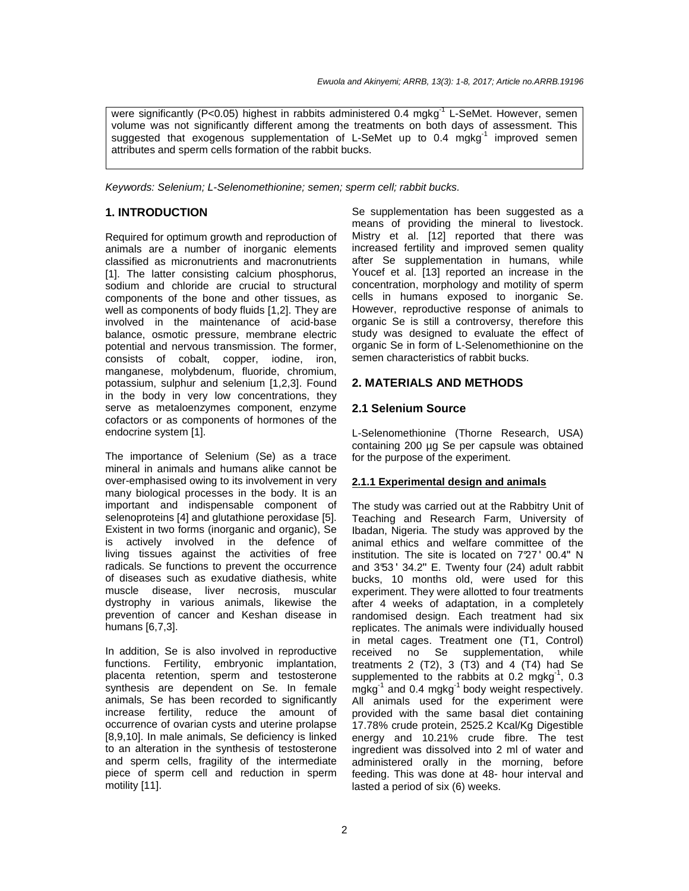were significantly (P<0.05) highest in rabbits administered 0.4 $mgkg^{-1}$ L-SeMet. However, semen volume was not significantly different among the treatments on both days of assessment. This suggested that exogenous supplementation of L-SeMet up to 0.4 $mgkg^{-1}$ improved semen attributes and sperm cells formation of the rabbit bucks.

*Keywords: Selenium; L-Selenomethionine; semen; sperm cell; rabbit bucks.*

## 1. INTRODUCTION

Required for optimum growth and reproduction of animals are a number of inorganic elements classified as micronutrients and macronutrients [1]. The latter consisting calcium phosphorus, sodium and chloride are crucial to structural components of the bone and other tissues, as well as components of body fluids [1,2]. They are involved in the maintenance of acid-base balance, osmotic pressure, membrane electric potential and nervous transmission. The former, consists of cobalt, copper, iodine, iron, manganese, molybdenum, fluoride, chromium, potassium, sulphur and selenium [1,2,3]. Found in the body in very low concentrations, they serve as metaloenzymes component, enzyme cofactors or as components of hormones of the endocrine system [1].

The importance of Selenium (Se) as a trace mineral in animals and humans alike cannot be over-emphasised owing to its involvement in very many biological processes in the body. It is an important and indispensable component of selenoproteins [4] and glutathione peroxidase [5]. Existent in two forms (inorganic and organic), Se is actively involved in the defence of living tissues against the activities of free radicals. Se functions to prevent the occurrence of diseases such as exudative diathesis, white muscle disease, liver necrosis, muscular dystrophy in various animals, likewise the prevention of cancer and Keshan disease in humans [6,7,3].

In addition, Se is also involved in reproductive functions. Fertility, embryonic implantation, placenta retention, sperm and testosterone synthesis are dependent on Se. In female animals, Se has been recorded to significantly increase fertility, reduce the amount of occurrence of ovarian cysts and uterine prolapse [8,9,10]. In male animals, Se deficiency is linked to an alteration in the synthesis of testosterone and sperm cells, fragility of the intermediate piece of sperm cell and reduction in sperm motility [11].

Se supplementation has been suggested as a means of providing the mineral to livestock. Mistry et al. [12] reported that there was increased fertility and improved semen quality after Se supplementation in humans, while Youcef et al. [13] reported an increase in the concentration, morphology and motility of sperm cells in humans exposed to inorganic Se. However, reproductive response of animals to organic Se is still a controversy, therefore this study was designed to evaluate the effect of organic Se in form of L-Selenomethionine on the semen characteristics of rabbit bucks.

## 2. MATERIALS AND METHODS

### 2.1 Selenium Source

L-Selenomethionine (Thorne Research, USA) containing 200 µg Se per capsule was obtained for the purpose of the experiment.

#### 2.1.1 Experimental design and animals

The study was carried out at the Rabbitry Unit of Teaching and Research Farm, University of Ibadan, Nigeria. The study was approved by the animal ethics and welfare committee of the institution. The site is located on 7°27' 00.4" N and 3°53' 34.2" E. Twenty four (24) adult rabbit bucks, 10 months old, were used for this experiment. They were allotted to four treatments after 4 weeks of adaptation, in a completely randomised design. Each treatment had six replicates. The animals were individually housed in metal cages. Treatment one (T1, Control) received no Se supplementation, while treatments 2 (T2), 3 (T3) and 4 (T4) had Se supplemented to the rabbits at 0.2 $mgkg^{-1}$, 0.3 $mgkg^{-1}$ and 0.4 $mgkg^{-1}$ body weight respectively. All animals used for the experiment were provided with the same basal diet containing 17.78% crude protein, 2525.2 Kcal/Kg Digestible energy and 10.21% crude fibre. The test ingredient was dissolved into 2 ml of water and administered orally in the morning, before feeding. This was done at 48- hour interval and lasted a period of six (6) weeks.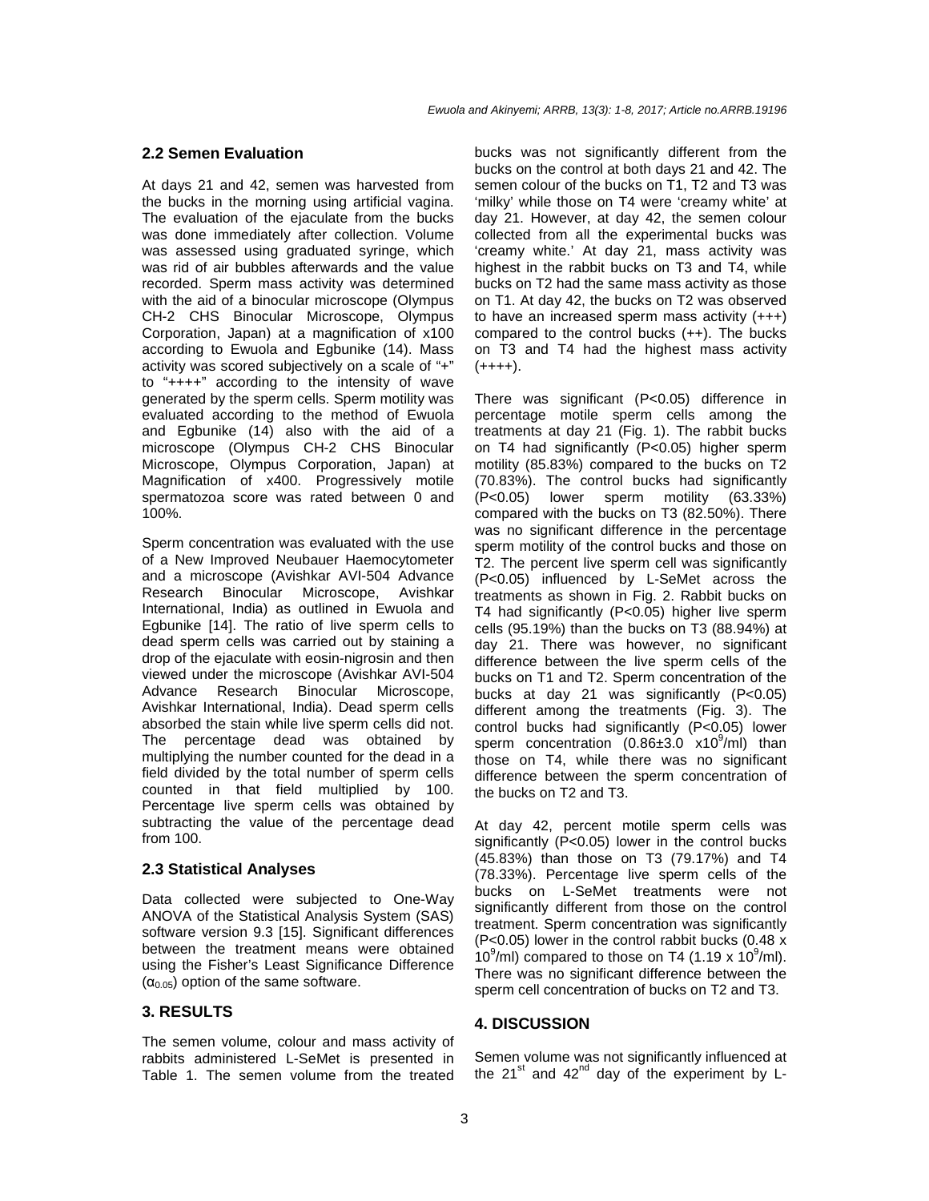## 2.2 Semen Evaluation

At days 21 and 42, semen was harvested from the bucks in the morning using artificial vagina. The evaluation of the ejaculate from the bucks was done immediately after collection. Volume was assessed using graduated syringe, which was rid of air bubbles afterwards and the value recorded. Sperm mass activity was determined with the aid of a binocular microscope (Olympus CH-2 CHS Binocular Microscope, Olympus Corporation, Japan) at a magnification of x100 according to Ewuola and Egbunike (14). Mass activity was scored subjectively on a scale of "+" to "++++" according to the intensity of wave generated by the sperm cells. Sperm motility was evaluated according to the method of Ewuola and Egbunike (14) also with the aid of a microscope (Olympus CH-2 CHS Binocular Microscope, Olympus Corporation, Japan) at Magnification of x400. Progressively motile spermatozoa score was rated between 0 and 100%.

Sperm concentration was evaluated with the use of a New Improved Neubauer Haemocytometer and a microscope (Avishkar AVI-504 Advance Research Binocular Microscope, Avishkar International, India) as outlined in Ewuola and Egbunike [14]. The ratio of live sperm cells to dead sperm cells was carried out by staining a drop of the ejaculate with eosin-nigrosin and then viewed under the microscope (Avishkar AVI-504 Advance Research Binocular Microscope, Avishkar International, India). Dead sperm cells absorbed the stain while live sperm cells did not. The percentage dead was obtained by multiplying the number counted for the dead in a field divided by the total number of sperm cells counted in that field multiplied by 100. Percentage live sperm cells was obtained by subtracting the value of the percentage dead from 100.

## 2.3 Statistical Analyses

Data collected were subjected to One-Way ANOVA of the Statistical Analysis System (SAS) software version 9.3 [15]. Significant differences between the treatment means were obtained using the Fisher's Least Significance Difference ($\alpha_{0.05}$) option of the same software.

# 3. RESULTS

The semen volume, colour and mass activity of rabbits administered L-SeMet is presented in Table 1. The semen volume from the treated bucks was not significantly different from the bucks on the control at both days 21 and 42. The semen colour of the bucks on T1, T2 and T3 was 'milky' while those on T4 were 'creamy white' at day 21. However, at day 42, the semen colour collected from all the experimental bucks was 'creamy white.' At day 21, mass activity was highest in the rabbit bucks on T3 and T4, while bucks on T2 had the same mass activity as those on T1. At day 42, the bucks on T2 was observed to have an increased sperm mass activity (+++) compared to the control bucks (++). The bucks on T3 and T4 had the highest mass activity (++++).

There was significant ($P<0.05$) difference in percentage motile sperm cells among the treatments at day 21 (Fig. 1). The rabbit bucks on T4 had significantly ($P<0.05$) higher sperm motility (85.83%) compared to the bucks on T2 (70.83%). The control bucks had significantly ($P<0.05$) lower sperm motility (63.33%) compared with the bucks on T3 (82.50%). There was no significant difference in the percentage sperm motility of the control bucks and those on T2. The percent live sperm cell was significantly ($P<0.05$) influenced by L-SeMet across the treatments as shown in Fig. 2. Rabbit bucks on T4 had significantly ($P<0.05$) higher live sperm cells (95.19%) than the bucks on T3 (88.94%) at day 21. There was however, no significant difference between the live sperm cells of the bucks on T1 and T2. Sperm concentration of the bucks at day 21 was significantly ($P<0.05$) different among the treatments (Fig. 3). The control bucks had significantly ($P<0.05$) lower sperm concentration ($0.86\pm3.0\ \text{x}10^9$/ml) than those on T4, while there was no significant difference between the sperm concentration of the bucks on T2 and T3.

At day 42, percent motile sperm cells was significantly ($P<0.05$) lower in the control bucks (45.83%) than those on T3 (79.17%) and T4 (78.33%). Percentage live sperm cells of the bucks on L-SeMet treatments were not significantly different from those on the control treatment. Sperm concentration was significantly ($P<0.05$) lower in the control rabbit bucks ($0.48 \times 10^9$/ml) compared to those on T4 ($1.19 \times 10^9$/ml). There was no significant difference between the sperm cell concentration of bucks on T2 and T3.

# 4. DISCUSSION

Semen volume was not significantly influenced at the 21[st] and 42[nd] day of the experiment by L-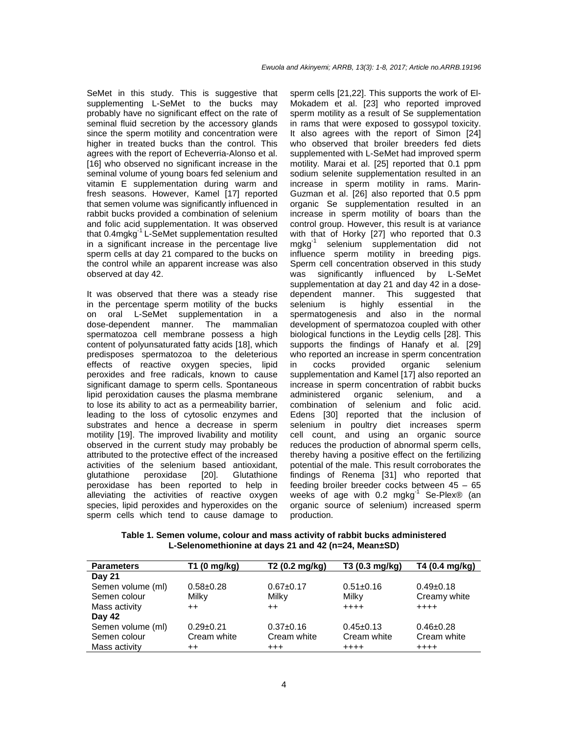SeMet in this study. This is suggestive that supplementing L-SeMet to the bucks may probably have no significant effect on the rate of seminal fluid secretion by the accessory glands since the sperm motility and concentration were higher in treated bucks than the control. This agrees with the report of Echeverria-Alonso et al. [16] who observed no significant increase in the seminal volume of young boars fed selenium and vitamin E supplementation during warm and fresh seasons. However, Kamel [17] reported that semen volume was significantly influenced in rabbit bucks provided a combination of selenium and folic acid supplementation. It was observed that 0.4mgkg$^{-1}$ L-SeMet supplementation resulted in a significant increase in the percentage live sperm cells at day 21 compared to the bucks on the control while an apparent increase was also observed at day 42.

It was observed that there was a steady rise in the percentage sperm motility of the bucks on oral L-SeMet supplementation in a dose-dependent manner. The mammalian spermatozoa cell membrane possess a high content of polyunsaturated fatty acids [18], which predisposes spermatozoa to the deleterious effects of reactive oxygen species, lipid peroxides and free radicals, known to cause significant damage to sperm cells. Spontaneous lipid peroxidation causes the plasma membrane to lose its ability to act as a permeability barrier, leading to the loss of cytosolic enzymes and substrates and hence a decrease in sperm motility [19]. The improved livability and motility observed in the current study may probably be attributed to the protective effect of the increased activities of the selenium based antioxidant, glutathione peroxidase [20]. Glutathione peroxidase has been reported to help in alleviating the activities of reactive oxygen species, lipid peroxides and hyperoxides on the sperm cells which tend to cause damage to sperm cells [21,22]. This supports the work of El-Mokadem et al. [23] who reported improved sperm motility as a result of Se supplementation in rams that were exposed to gossypol toxicity. It also agrees with the report of Simon [24] who observed that broiler breeders fed diets supplemented with L-SeMet had improved sperm motility. Marai et al. [25] reported that 0.1 ppm sodium selenite supplementation resulted in an increase in sperm motility in rams. Marin-Guzman et al. [26] also reported that 0.5 ppm organic Se supplementation resulted in an increase in sperm motility of boars than the control group. However, this result is at variance with that of Horky [27] who reported that 0.3 mgkg$^{-1}$ selenium supplementation did not influence sperm motility in breeding pigs. Sperm cell concentration observed in this study was significantly influenced by L-SeMet supplementation at day 21 and day 42 in a dose-dependent manner. This suggested that selenium is highly essential in the spermatogenesis and also in the normal development of spermatozoa coupled with other biological functions in the Leydig cells [28]. This supports the findings of Hanafy et al. [29] who reported an increase in sperm concentration in cocks provided organic selenium supplementation and Kamel [17] also reported an increase in sperm concentration of rabbit bucks administered organic selenium, and a combination of selenium and folic acid. Edens [30] reported that the inclusion of selenium in poultry diet increases sperm cell count, and using an organic source reduces the production of abnormal sperm cells, thereby having a positive effect on the fertilizing potential of the male. This result corroborates the findings of Renema [31] who reported that feeding broiler breeder cocks between 45 – 65 weeks of age with 0.2 mgkg$^{-1}$ Se-Plex® (an organic source of selenium) increased sperm production.

**Table 1. Semen volume, colour and mass activity of rabbit bucks administered L-Selenomethionine at days 21 and 42 (n=24, Mean±SD)**

| Parameters | T1 (0 mg/kg) | T2 (0.2 mg/kg) | T3 (0.3 mg/kg) | T4 (0.4 mg/kg) |
|---|---|---|---|---|
| **Day 21** | | | | |
| Semen volume (ml) | 0.58±0.28 | 0.67±0.17 | 0.51±0.16 | 0.49±0.18 |
| Semen colour | Milky | Milky | Milky | Creamy white |
| Mass activity | ++ | ++ | ++++ | ++++ |
| **Day 42** | | | | |
| Semen volume (ml) | 0.29±0.21 | 0.37±0.16 | 0.45±0.13 | 0.46±0.28 |
| Semen colour | Cream white | Cream white | Cream white | Cream white |
| Mass activity | ++ | +++ | ++++ | ++++ |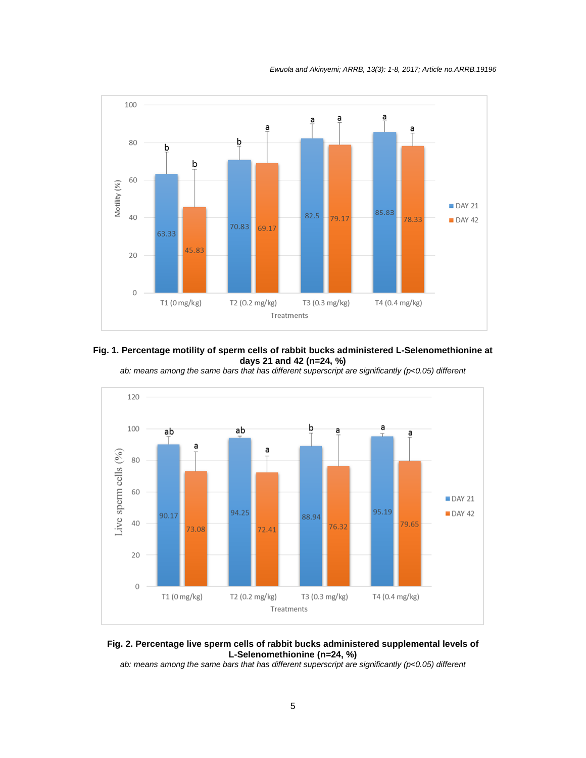**Fig. 1. Percentage motility of sperm cells of rabbit bucks administered L-Selenomethionine at days 21 and 42 (n=24, %)**

*ab: means among the same bars that has different superscript are significantly (p<0.05) different*

**Fig. 2. Percentage live sperm cells of rabbit bucks administered supplemental levels of L-Selenomethionine (n=24, %)**

*ab: means among the same bars that has different superscript are significantly (p<0.05) different*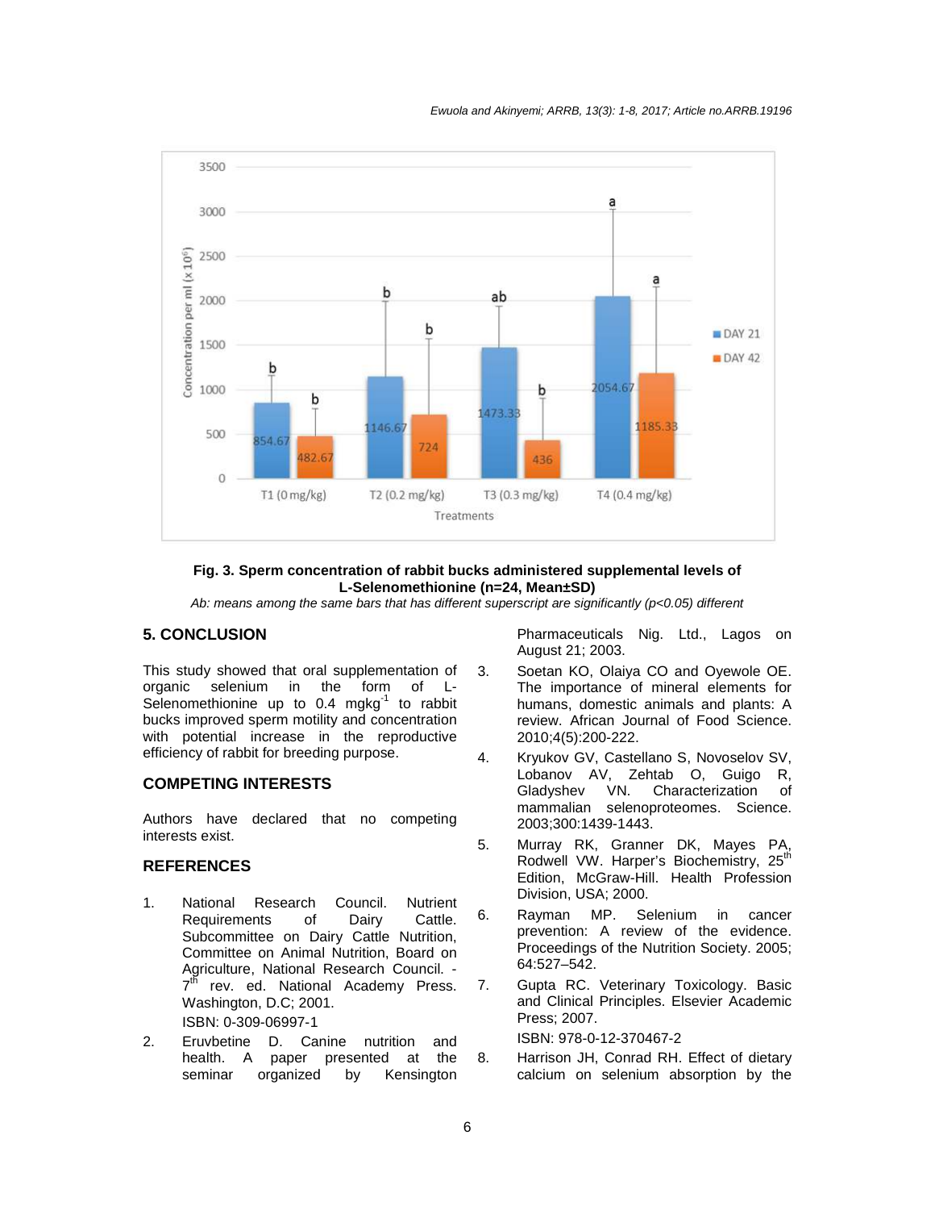**Fig. 3. Sperm concentration of rabbit bucks administered supplemental levels of L-Selenomethionine (n=24, Mean±SD)**

*Ab: means among the same bars that has different superscript are significantly (p<0.05) different*

## 5. CONCLUSION

This study showed that oral supplementation of organic selenium in the form of L-Selenomethionine up to 0.4 $mgkg^{-1}$ to rabbit bucks improved sperm motility and concentration with potential increase in the reproductive efficiency of rabbit for breeding purpose.

## COMPETING INTERESTS

Authors have declared that no competing interests exist.

## REFERENCES

1. National Research Council. Nutrient Requirements of Dairy Cattle. Subcommittee on Dairy Cattle Nutrition, Committee on Animal Nutrition, Board on Agriculture, National Research Council. - 7th rev. ed. National Academy Press. Washington, D.C; 2001.
   ISBN: 0-309-06997-1
2. Eruvbetine D. Canine nutrition and health. A paper presented at the seminar organized by Kensington Pharmaceuticals Nig. Ltd., Lagos on August 21; 2003.
3. Soetan KO, Olaiya CO and Oyewole OE. The importance of mineral elements for humans, domestic animals and plants: A review. African Journal of Food Science. 2010;4(5):200-222.
4. Kryukov GV, Castellano S, Novoselov SV, Lobanov AV, Zehtab O, Guigo R, Gladyshev VN. Characterization of mammalian selenoproteomes. Science. 2003;300:1439-1443.
5. Murray RK, Granner DK, Mayes PA, Rodwell VW. Harper's Biochemistry, 25th Edition, McGraw-Hill. Health Profession Division, USA; 2000.
6. Rayman MP. Selenium in cancer prevention: A review of the evidence. Proceedings of the Nutrition Society. 2005; 64:527–542.
7. Gupta RC. Veterinary Toxicology. Basic and Clinical Principles. Elsevier Academic Press; 2007.
   ISBN: 978-0-12-370467-2
8. Harrison JH, Conrad RH. Effect of dietary calcium on selenium absorption by the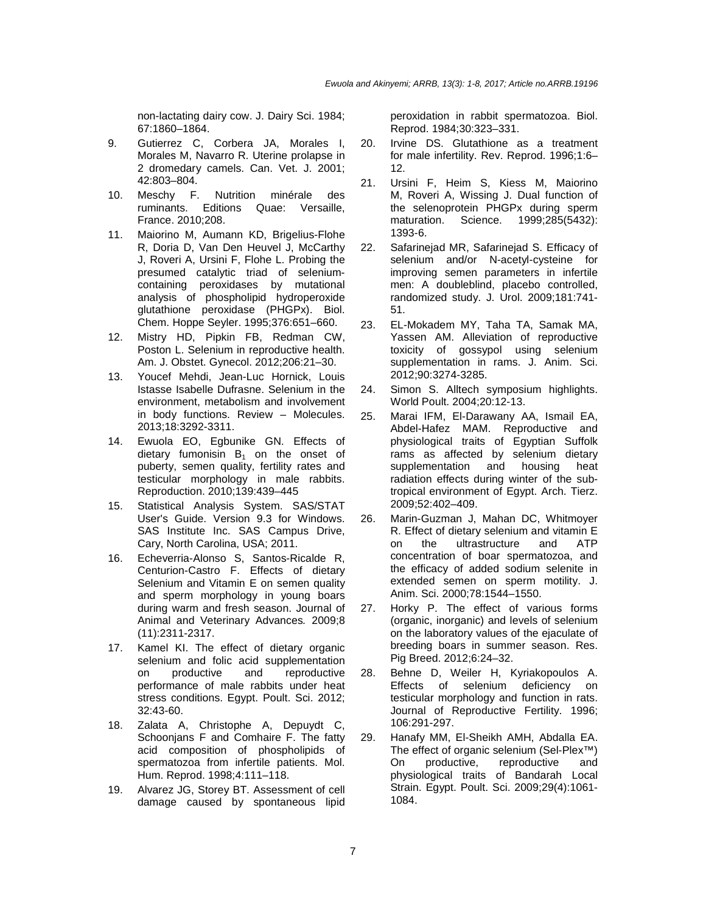non-lactating dairy cow. J. Dairy Sci. 1984; 67:1860–1864.

9. Gutierrez C, Corbera JA, Morales I, Morales M, Navarro R. Uterine prolapse in 2 dromedary camels. Can. Vet. J. 2001; 42:803–804.
10. Meschy F. Nutrition minérale des ruminants. Editions Quae: Versaille, France. 2010;208.
11. Maiorino M, Aumann KD, Brigelius-Flohe R, Doria D, Van Den Heuvel J, McCarthy J, Roveri A, Ursini F, Flohe L. Probing the presumed catalytic triad of selenium-containing peroxidases by mutational analysis of phospholipid hydroperoxide glutathione peroxidase (PHGPx). Biol. Chem. Hoppe Seyler. 1995;376:651–660.
12. Mistry HD, Pipkin FB, Redman CW, Poston L. Selenium in reproductive health. Am. J. Obstet. Gynecol. 2012;206:21–30.
13. Youcef Mehdi, Jean-Luc Hornick, Louis Istasse Isabelle Dufrasne. Selenium in the environment, metabolism and involvement in body functions. Review – Molecules. 2013;18:3292-3311.
14. Ewuola EO, Egbunike GN. Effects of dietary fumonisin $B_1$ on the onset of puberty, semen quality, fertility rates and testicular morphology in male rabbits. Reproduction. 2010;139:439–445
15. Statistical Analysis System. SAS/STAT User's Guide. Version 9.3 for Windows. SAS Institute Inc. SAS Campus Drive, Cary, North Carolina, USA; 2011.
16. Echeverria-Alonso S, Santos-Ricalde R, Centurion-Castro F. Effects of dietary Selenium and Vitamin E on semen quality and sperm morphology in young boars during warm and fresh season. Journal of Animal and Veterinary Advances*.* 2009;8 (11):2311-2317.
17. Kamel KI. The effect of dietary organic selenium and folic acid supplementation on productive and reproductive performance of male rabbits under heat stress conditions. Egypt. Poult. Sci. 2012; 32:43-60.
18. Zalata A, Christophe A, Depuydt C, Schoonjans F and Comhaire F. The fatty acid composition of phospholipids of spermatozoa from infertile patients. Mol. Hum. Reprod. 1998;4:111–118.
19. Alvarez JG, Storey BT. Assessment of cell damage caused by spontaneous lipid peroxidation in rabbit spermatozoa. Biol. Reprod. 1984;30:323–331.
20. Irvine DS. Glutathione as a treatment for male infertility. Rev. Reprod. 1996;1:6–12.
21. Ursini F, Heim S, Kiess M, Maiorino M, Roveri A, Wissing J. Dual function of the selenoprotein PHGPx during sperm maturation. Science. 1999;285(5432): 1393-6.
22. Safarinejad MR, Safarinejad S. Efficacy of selenium and/or N-acetyl-cysteine for improving semen parameters in infertile men: A doubleblind, placebo controlled, randomized study. J. Urol. 2009;181:741-51.
23. EL-Mokadem MY, Taha TA, Samak MA, Yassen AM. Alleviation of reproductive toxicity of gossypol using selenium supplementation in rams. J. Anim. Sci. 2012;90:3274-3285.
24. Simon S. Alltech symposium highlights. World Poult. 2004;20:12-13.
25. Marai IFM, El-Darawany AA, Ismail EA, Abdel-Hafez MAM. Reproductive and physiological traits of Egyptian Suffolk rams as affected by selenium dietary supplementation and housing heat radiation effects during winter of the sub-tropical environment of Egypt. Arch. Tierz. 2009;52:402–409.
26. Marin-Guzman J, Mahan DC, Whitmoyer R. Effect of dietary selenium and vitamin E on the ultrastructure and ATP concentration of boar spermatozoa, and the efficacy of added sodium selenite in extended semen on sperm motility. J. Anim. Sci. 2000;78:1544–1550.
27. Horky P. The effect of various forms (organic, inorganic) and levels of selenium on the laboratory values of the ejaculate of breeding boars in summer season. Res. Pig Breed. 2012;6:24–32.
28. Behne D, Weiler H, Kyriakopoulos A. Effects of selenium deficiency on testicular morphology and function in rats. Journal of Reproductive Fertility. 1996; 106:291-297.
29. Hanafy MM, El-Sheikh AMH, Abdalla EA. The effect of organic selenium (Sel-Plex™) On productive, reproductive and physiological traits of Bandarah Local Strain. Egypt. Poult. Sci. 2009;29(4):1061-1084.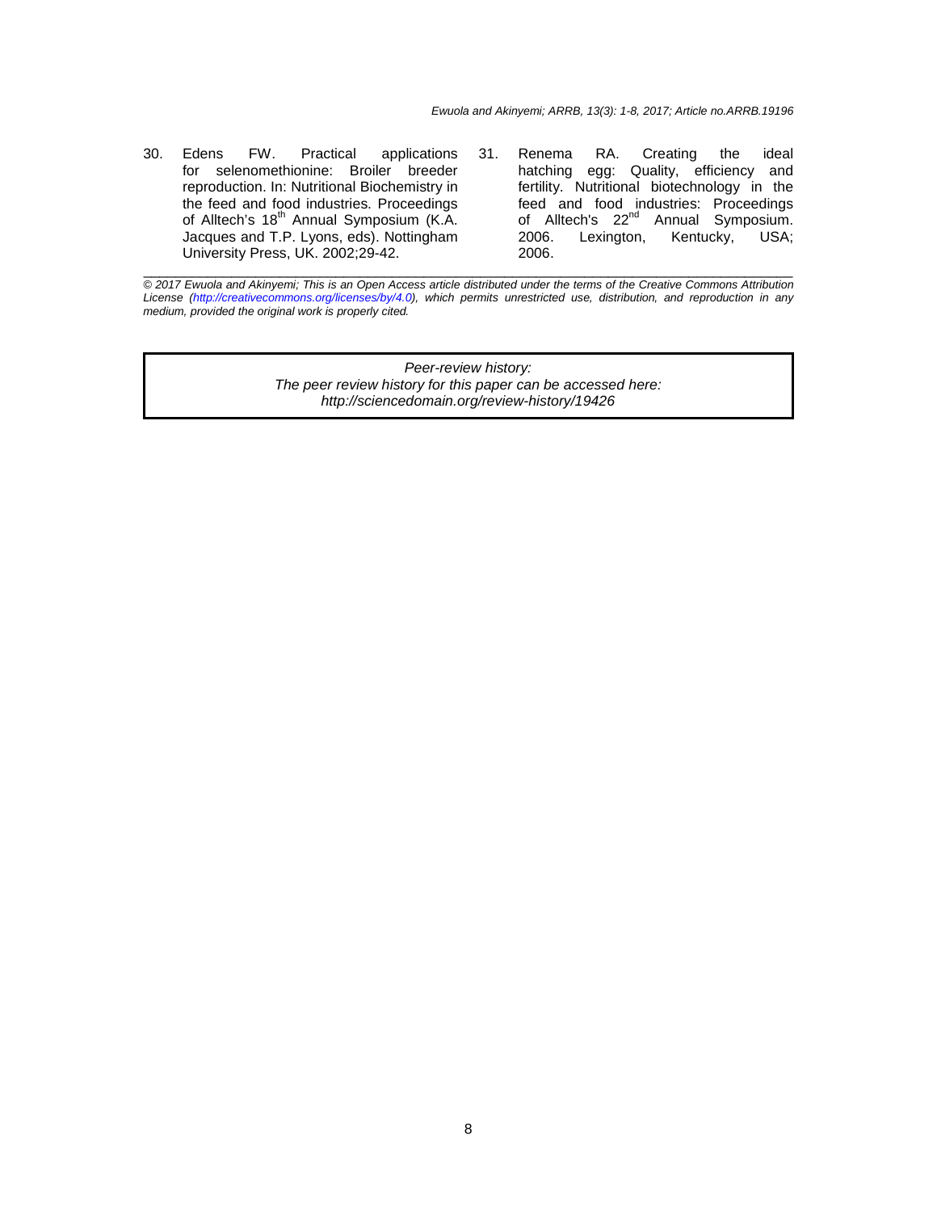30. Edens FW. Practical applications for selenomethionine: Broiler breeder reproduction. In: Nutritional Biochemistry in the feed and food industries. Proceedings of Alltech's 18th Annual Symposium (K.A. Jacques and T.P. Lyons, eds). Nottingham University Press, UK. 2002;29-42.

31. Renema RA. Creating the ideal hatching egg: Quality, efficiency and fertility. Nutritional biotechnology in the feed and food industries: Proceedings of Alltech's 22nd Annual Symposium. 2006. Lexington, Kentucky, USA; 2006.

---

*© 2017 Ewuola and Akinyemi; This is an Open Access article distributed under the terms of the Creative Commons Attribution License (http://creativecommons.org/licenses/by/4.0), which permits unrestricted use, distribution, and reproduction in any medium, provided the original work is properly cited.*

*Peer-review history:*
*The peer review history for this paper can be accessed here:*
*http://sciencedomain.org/review-history/19426*